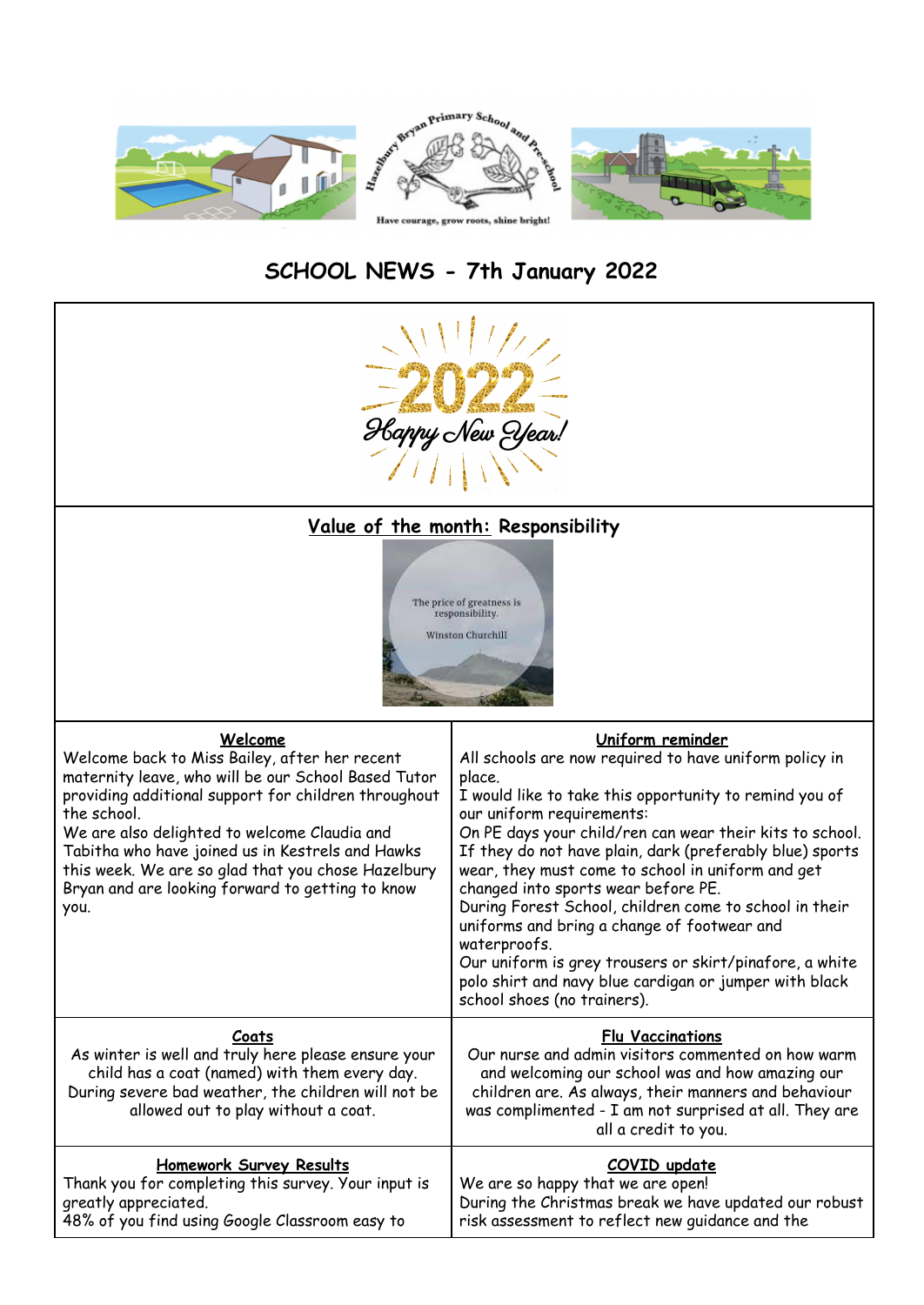Hazelbury Bryan Primary School and Pre-school

Have courage, grow roots, shine bright!

# SCHOOL NEWS - 7th January 2022

2022 Happy New Year!

## Value of the month: Responsibility

The price of greatness is responsibility.

Winston Churchill

### Welcome

Welcome back to Miss Bailey, after her recent maternity leave, who will be our School Based Tutor providing additional support for children throughout the school.

We are also delighted to welcome Claudia and Tabitha who have joined us in Kestrels and Hawks this week. We are so glad that you chose Hazelbury Bryan and are looking forward to getting to know you.

### Uniform reminder

All schools are now required to have uniform policy in place.

I would like to take this opportunity to remind you of our uniform requirements:

On PE days your child/ren can wear their kits to school. If they do not have plain, dark (preferably blue) sports wear, they must come to school in uniform and get changed into sports wear before PE.

During Forest School, children come to school in their uniforms and bring a change of footwear and waterproofs.

Our uniform is grey trousers or skirt/pinafore, a white polo shirt and navy blue cardigan or jumper with black school shoes (no trainers).

### Coats

As winter is well and truly here please ensure your child has a coat (named) with them every day. During severe bad weather, the children will not be allowed out to play without a coat.

### Flu Vaccinations

Our nurse and admin visitors commented on how warm and welcoming our school was and how amazing our children are. As always, their manners and behaviour was complimented - I am not surprised at all. They are all a credit to you.

### Homework Survey Results

Thank you for completing this survey. Your input is greatly appreciated.

48% of you find using Google Classroom easy to

### COVID update

We are so happy that we are open!

During the Christmas break we have updated our robust risk assessment to reflect new guidance and the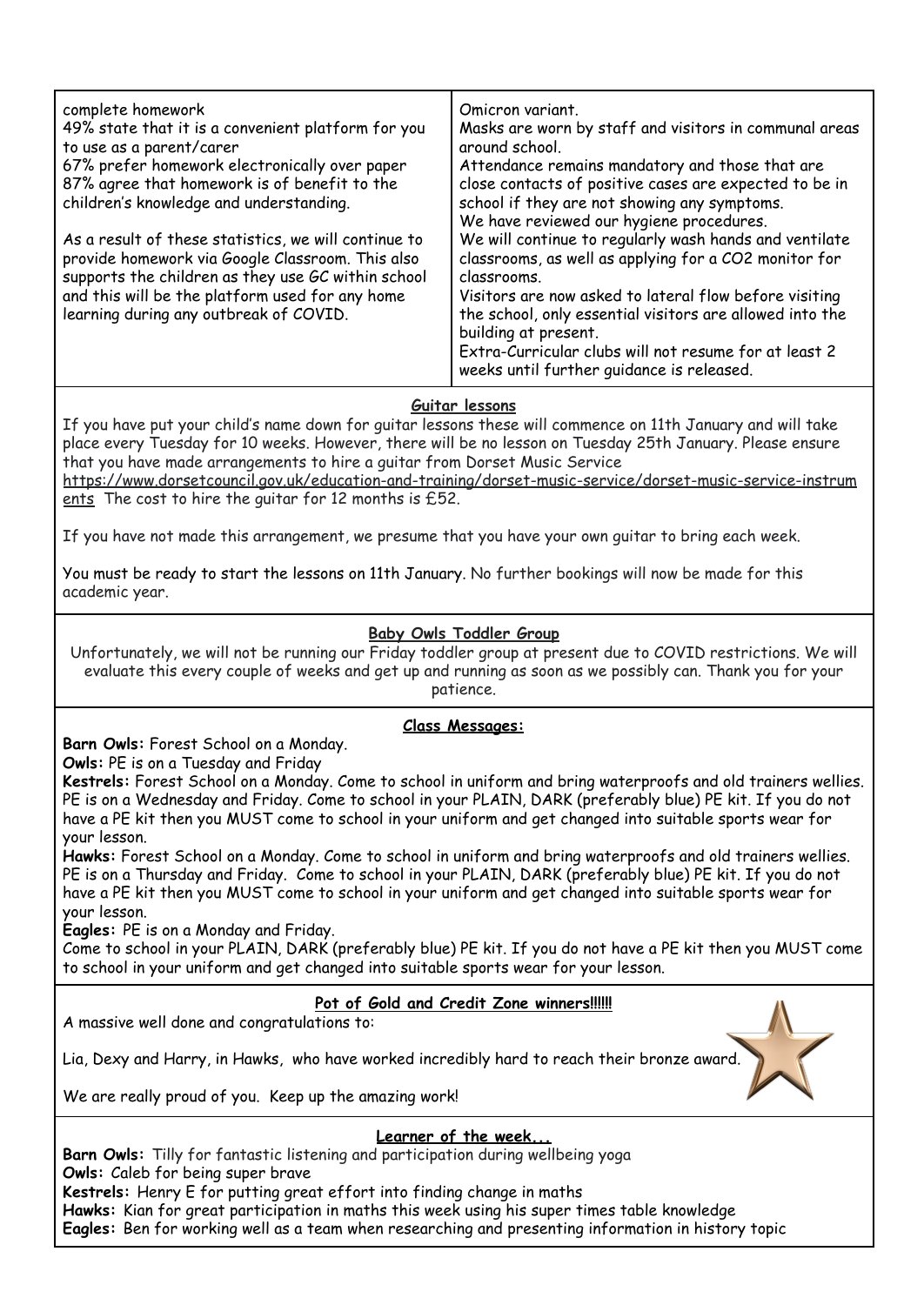complete homework
49% state that it is a convenient platform for you to use as a parent/carer
67% prefer homework electronically over paper
87% agree that homework is of benefit to the children's knowledge and understanding.

As a result of these statistics, we will continue to provide homework via Google Classroom. This also supports the children as they use GC within school and this will be the platform used for any home learning during any outbreak of COVID.

Omicron variant.
Masks are worn by staff and visitors in communal areas around school.
Attendance remains mandatory and those that are close contacts of positive cases are expected to be in school if they are not showing any symptoms.
We have reviewed our hygiene procedures.
We will continue to regularly wash hands and ventilate classrooms, as well as applying for a CO2 monitor for classrooms.
Visitors are now asked to lateral flow before visiting the school, only essential visitors are allowed into the building at present.
Extra-Curricular clubs will not resume for at least 2 weeks until further guidance is released.

## Guitar lessons

If you have put your child's name down for guitar lessons these will commence on 11th January and will take place every Tuesday for 10 weeks. However, there will be no lesson on Tuesday 25th January. Please ensure that you have made arrangements to hire a guitar from Dorset Music Service https://www.dorsetcouncil.gov.uk/education-and-training/dorset-music-service/dorset-music-service-instruments The cost to hire the guitar for 12 months is £52.

If you have not made this arrangement, we presume that you have your own guitar to bring each week.

You must be ready to start the lessons on 11th January. No further bookings will now be made for this academic year.

## Baby Owls Toddler Group

Unfortunately, we will not be running our Friday toddler group at present due to COVID restrictions. We will evaluate this every couple of weeks and get up and running as soon as we possibly can. Thank you for your patience.

## Class Messages:

**Barn Owls:** Forest School on a Monday.
**Owls:** PE is on a Tuesday and Friday
**Kestrels:** Forest School on a Monday. Come to school in uniform and bring waterproofs and old trainers wellies. PE is on a Wednesday and Friday. Come to school in your PLAIN, DARK (preferably blue) PE kit. If you do not have a PE kit then you MUST come to school in your uniform and get changed into suitable sports wear for your lesson.
**Hawks:** Forest School on a Monday. Come to school in uniform and bring waterproofs and old trainers wellies. PE is on a Thursday and Friday. Come to school in your PLAIN, DARK (preferably blue) PE kit. If you do not have a PE kit then you MUST come to school in your uniform and get changed into suitable sports wear for your lesson.
**Eagles:** PE is on a Monday and Friday.
Come to school in your PLAIN, DARK (preferably blue) PE kit. If you do not have a PE kit then you MUST come to school in your uniform and get changed into suitable sports wear for your lesson.

## Pot of Gold and Credit Zone winners!!!!!!

A massive well done and congratulations to:

Lia, Dexy and Harry, in Hawks, who have worked incredibly hard to reach their bronze award.

We are really proud of you. Keep up the amazing work!

## Learner of the week...

**Barn Owls:** Tilly for fantastic listening and participation during wellbeing yoga
**Owls:** Caleb for being super brave
**Kestrels:** Henry E for putting great effort into finding change in maths
**Hawks:** Kian for great participation in maths this week using his super times table knowledge
**Eagles:** Ben for working well as a team when researching and presenting information in history topic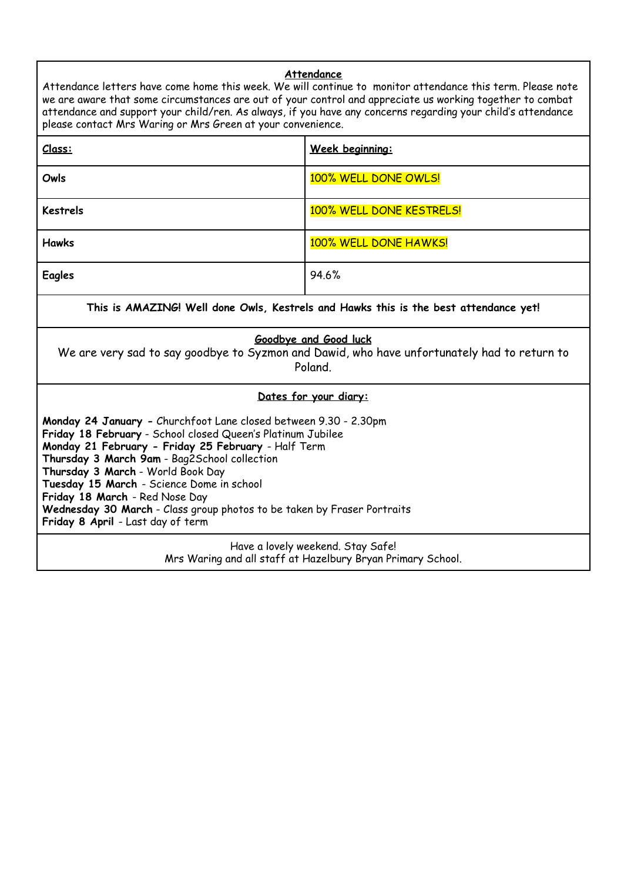## Attendance

Attendance letters have come home this week. We will continue to monitor attendance this term. Please note we are aware that some circumstances are out of your control and appreciate us working together to combat attendance and support your child/ren. As always, if you have any concerns regarding your child's attendance please contact Mrs Waring or Mrs Green at your convenience.

| Class: | Week beginning: |
|---|---|
| **Owls** | 100% WELL DONE OWLS! |
| **Kestrels** | 100% WELL DONE KESTRELS! |
| **Hawks** | 100% WELL DONE HAWKS! |
| **Eagles** | 94.6% |

**This is AMAZING! Well done Owls, Kestrels and Hawks this is the best attendance yet!**

## Goodbye and Good luck

We are very sad to say goodbye to Syzmon and Dawid, who have unfortunately had to return to Poland.

## Dates for your diary:

**Monday 24 January -** Churchfoot Lane closed between 9.30 - 2.30pm
**Friday 18 February** - School closed Queen's Platinum Jubilee
**Monday 21 February - Friday 25 February** - Half Term
**Thursday 3 March 9am** - Bag2School collection
**Thursday 3 March** - World Book Day
**Tuesday 15 March** - Science Dome in school
**Friday 18 March** - Red Nose Day
**Wednesday 30 March** - Class group photos to be taken by Fraser Portraits
**Friday 8 April** - Last day of term

Have a lovely weekend. Stay Safe!
Mrs Waring and all staff at Hazelbury Bryan Primary School.